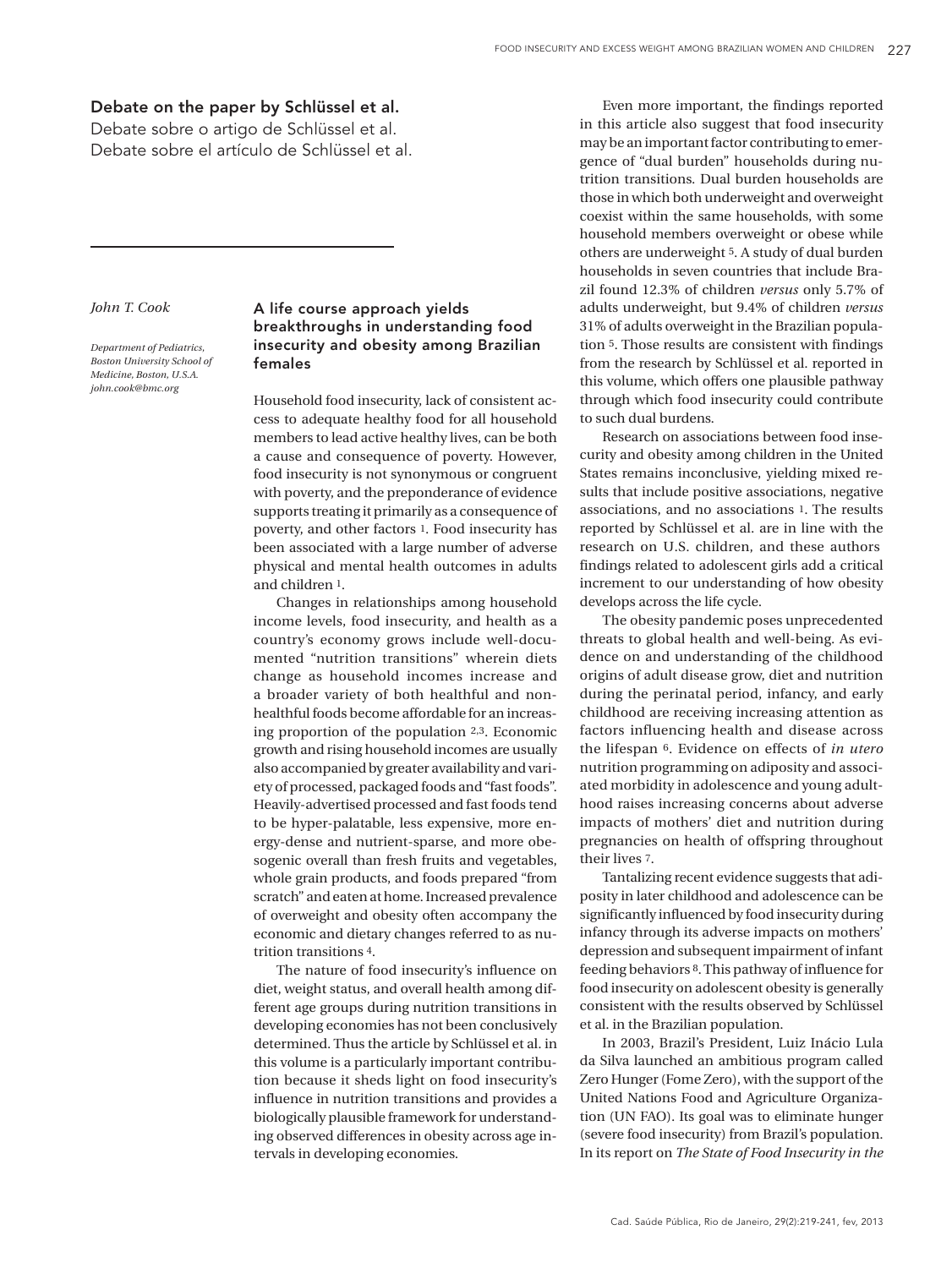## Debate on the paper by Schlüssel et al.

Debate sobre o artigo de Schlüssel et al.
Debate sobre el artículo de Schlüssel et al.

*John T. Cook*

*Department of Pediatrics, Boston University School of Medicine, Boston, U.S.A.*
*john.cook@bmc.org*

### A life course approach yields breakthroughs in understanding food insecurity and obesity among Brazilian females

Household food insecurity, lack of consistent access to adequate healthy food for all household members to lead active healthy lives, can be both a cause and consequence of poverty. However, food insecurity is not synonymous or congruent with poverty, and the preponderance of evidence supports treating it primarily as a consequence of poverty, and other factors [1]. Food insecurity has been associated with a large number of adverse physical and mental health outcomes in adults and children [1].

Changes in relationships among household income levels, food insecurity, and health as a country's economy grows include well-documented "nutrition transitions" wherein diets change as household incomes increase and a broader variety of both healthful and non-healthful foods become affordable for an increasing proportion of the population [2,3]. Economic growth and rising household incomes are usually also accompanied by greater availability and variety of processed, packaged foods and "fast foods". Heavily-advertised processed and fast foods tend to be hyper-palatable, less expensive, more energy-dense and nutrient-sparse, and more obesogenic overall than fresh fruits and vegetables, whole grain products, and foods prepared "from scratch" and eaten at home. Increased prevalence of overweight and obesity often accompany the economic and dietary changes referred to as nutrition transitions [4].

The nature of food insecurity's influence on diet, weight status, and overall health among different age groups during nutrition transitions in developing economies has not been conclusively determined. Thus the article by Schlüssel et al. in this volume is a particularly important contribution because it sheds light on food insecurity's influence in nutrition transitions and provides a biologically plausible framework for understanding observed differences in obesity across age intervals in developing economies.

Even more important, the findings reported in this article also suggest that food insecurity may be an important factor contributing to emergence of "dual burden" households during nutrition transitions. Dual burden households are those in which both underweight and overweight coexist within the same households, with some household members overweight or obese while others are underweight [5]. A study of dual burden households in seven countries that include Brazil found 12.3% of children *versus* only 5.7% of adults underweight, but 9.4% of children *versus* 31% of adults overweight in the Brazilian population [5]. Those results are consistent with findings from the research by Schlüssel et al. reported in this volume, which offers one plausible pathway through which food insecurity could contribute to such dual burdens.

Research on associations between food insecurity and obesity among children in the United States remains inconclusive, yielding mixed results that include positive associations, negative associations, and no associations [1]. The results reported by Schlüssel et al. are in line with the research on U.S. children, and these authors findings related to adolescent girls add a critical increment to our understanding of how obesity develops across the life cycle.

The obesity pandemic poses unprecedented threats to global health and well-being. As evidence on and understanding of the childhood origins of adult disease grow, diet and nutrition during the perinatal period, infancy, and early childhood are receiving increasing attention as factors influencing health and disease across the lifespan [6]. Evidence on effects of *in utero* nutrition programming on adiposity and associated morbidity in adolescence and young adulthood raises increasing concerns about adverse impacts of mothers' diet and nutrition during pregnancies on health of offspring throughout their lives [7].

Tantalizing recent evidence suggests that adiposity in later childhood and adolescence can be significantly influenced by food insecurity during infancy through its adverse impacts on mothers' depression and subsequent impairment of infant feeding behaviors [8]. This pathway of influence for food insecurity on adolescent obesity is generally consistent with the results observed by Schlüssel et al. in the Brazilian population.

In 2003, Brazil's President, Luiz Inácio Lula da Silva launched an ambitious program called Zero Hunger (Fome Zero), with the support of the United Nations Food and Agriculture Organization (UN FAO). Its goal was to eliminate hunger (severe food insecurity) from Brazil's population. In its report on *The State of Food Insecurity in the*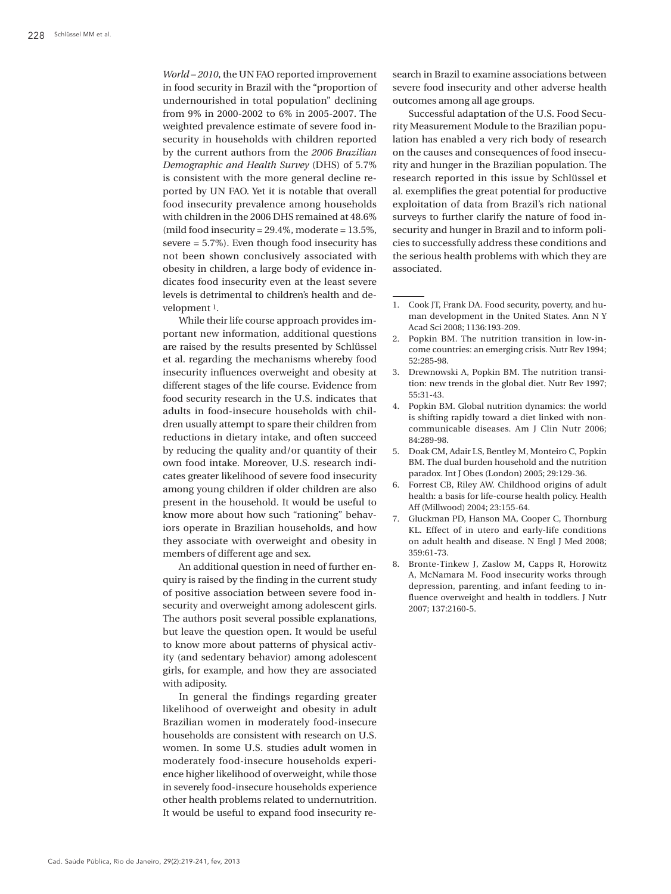*World – 2010*, the UN FAO reported improvement in food security in Brazil with the "proportion of undernourished in total population" declining from 9% in 2000-2002 to 6% in 2005-2007. The weighted prevalence estimate of severe food insecurity in households with children reported by the current authors from the *2006 Brazilian Demographic and Health Survey* (DHS) of 5.7% is consistent with the more general decline reported by UN FAO. Yet it is notable that overall food insecurity prevalence among households with children in the 2006 DHS remained at 48.6% (mild food insecurity = 29.4%, moderate = 13.5%, severe = 5.7%). Even though food insecurity has not been shown conclusively associated with obesity in children, a large body of evidence indicates food insecurity even at the least severe levels is detrimental to children's health and development [1].

While their life course approach provides important new information, additional questions are raised by the results presented by Schlüssel et al. regarding the mechanisms whereby food insecurity influences overweight and obesity at different stages of the life course. Evidence from food security research in the U.S. indicates that adults in food-insecure households with children usually attempt to spare their children from reductions in dietary intake, and often succeed by reducing the quality and/or quantity of their own food intake. Moreover, U.S. research indicates greater likelihood of severe food insecurity among young children if older children are also present in the household. It would be useful to know more about how such "rationing" behaviors operate in Brazilian households, and how they associate with overweight and obesity in members of different age and sex.

An additional question in need of further enquiry is raised by the finding in the current study of positive association between severe food insecurity and overweight among adolescent girls. The authors posit several possible explanations, but leave the question open. It would be useful to know more about patterns of physical activity (and sedentary behavior) among adolescent girls, for example, and how they are associated with adiposity.

In general the findings regarding greater likelihood of overweight and obesity in adult Brazilian women in moderately food-insecure households are consistent with research on U.S. women. In some U.S. studies adult women in moderately food-insecure households experience higher likelihood of overweight, while those in severely food-insecure households experience other health problems related to undernutrition. It would be useful to expand food insecurity research in Brazil to examine associations between severe food insecurity and other adverse health outcomes among all age groups.

Successful adaptation of the U.S. Food Security Measurement Module to the Brazilian population has enabled a very rich body of research on the causes and consequences of food insecurity and hunger in the Brazilian population. The research reported in this issue by Schlüssel et al. exemplifies the great potential for productive exploitation of data from Brazil's rich national surveys to further clarify the nature of food insecurity and hunger in Brazil and to inform policies to successfully address these conditions and the serious health problems with which they are associated.

1. Cook JT, Frank DA. Food security, poverty, and human development in the United States. Ann N Y Acad Sci 2008; 1136:193-209.
2. Popkin BM. The nutrition transition in low-income countries: an emerging crisis. Nutr Rev 1994; 52:285-98.
3. Drewnowski A, Popkin BM. The nutrition transition: new trends in the global diet. Nutr Rev 1997; 55:31-43.
4. Popkin BM. Global nutrition dynamics: the world is shifting rapidly toward a diet linked with noncommunicable diseases. Am J Clin Nutr 2006; 84:289-98.
5. Doak CM, Adair LS, Bentley M, Monteiro C, Popkin BM. The dual burden household and the nutrition paradox. Int J Obes (London) 2005; 29:129-36.
6. Forrest CB, Riley AW. Childhood origins of adult health: a basis for life-course health policy. Health Aff (Millwood) 2004; 23:155-64.
7. Gluckman PD, Hanson MA, Cooper C, Thornburg KL. Effect of in utero and early-life conditions on adult health and disease. N Engl J Med 2008; 359:61-73.
8. Bronte-Tinkew J, Zaslow M, Capps R, Horowitz A, McNamara M. Food insecurity works through depression, parenting, and infant feeding to influence overweight and health in toddlers. J Nutr 2007; 137:2160-5.